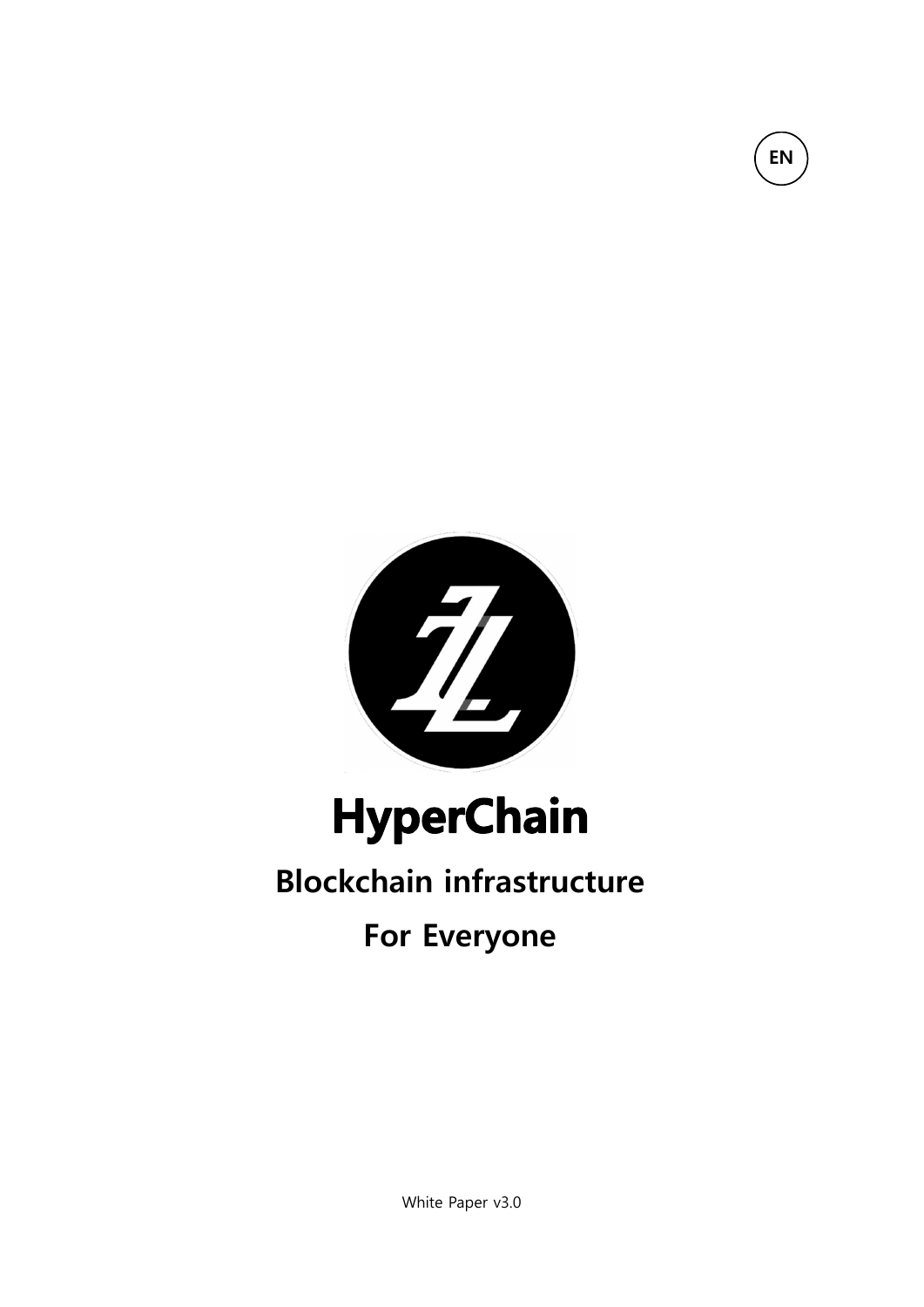EN

# HyperChain

## Blockchain infrastructure

## For Everyone

White Paper v3.0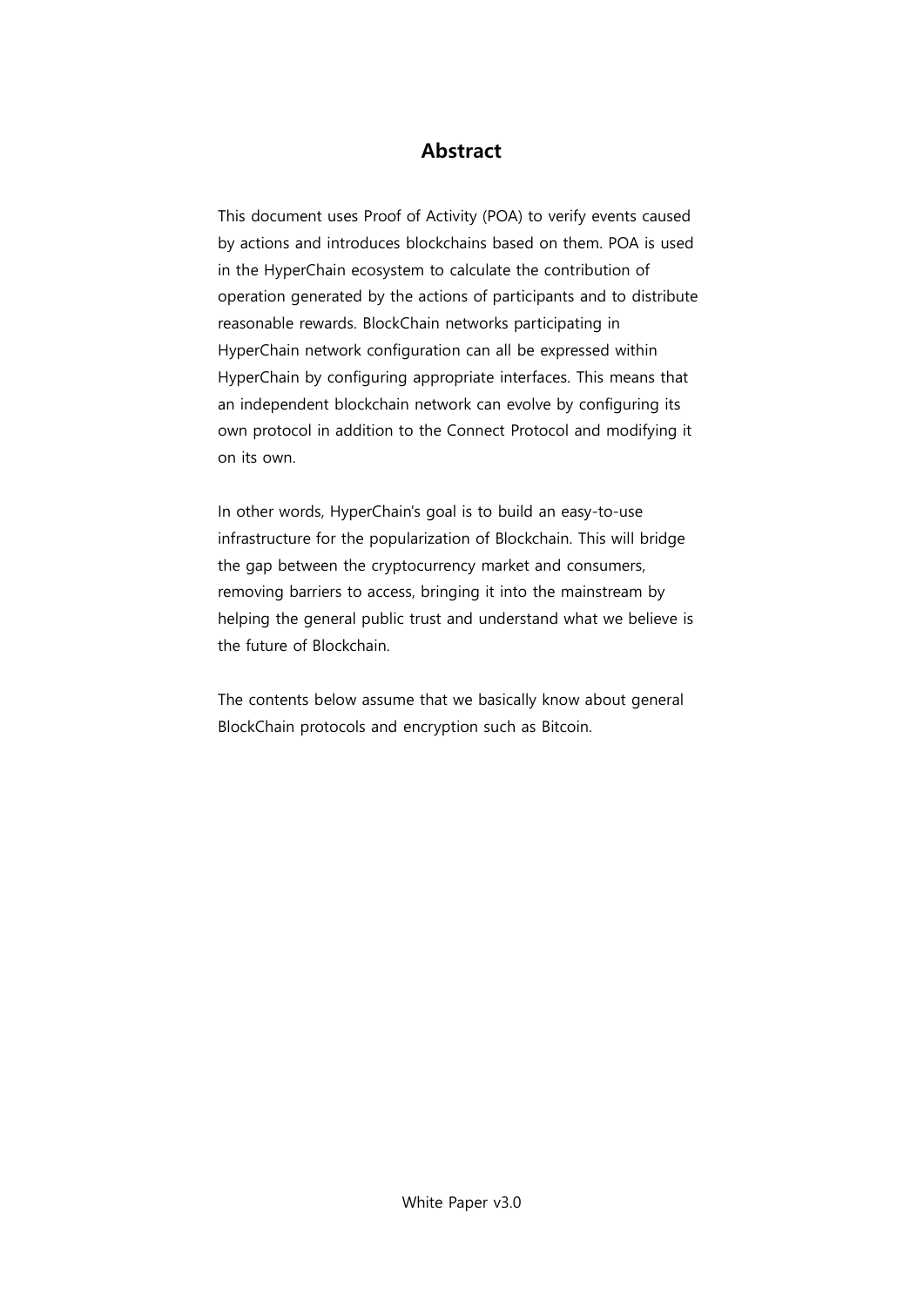# Abstract

This document uses Proof of Activity (POA) to verify events caused by actions and introduces blockchains based on them. POA is used in the HyperChain ecosystem to calculate the contribution of operation generated by the actions of participants and to distribute reasonable rewards. BlockChain networks participating in HyperChain network configuration can all be expressed within HyperChain by configuring appropriate interfaces. This means that an independent blockchain network can evolve by configuring its own protocol in addition to the Connect Protocol and modifying it on its own.

In other words, HyperChain's goal is to build an easy-to-use infrastructure for the popularization of Blockchain. This will bridge the gap between the cryptocurrency market and consumers, removing barriers to access, bringing it into the mainstream by helping the general public trust and understand what we believe is the future of Blockchain.

The contents below assume that we basically know about general BlockChain protocols and encryption such as Bitcoin.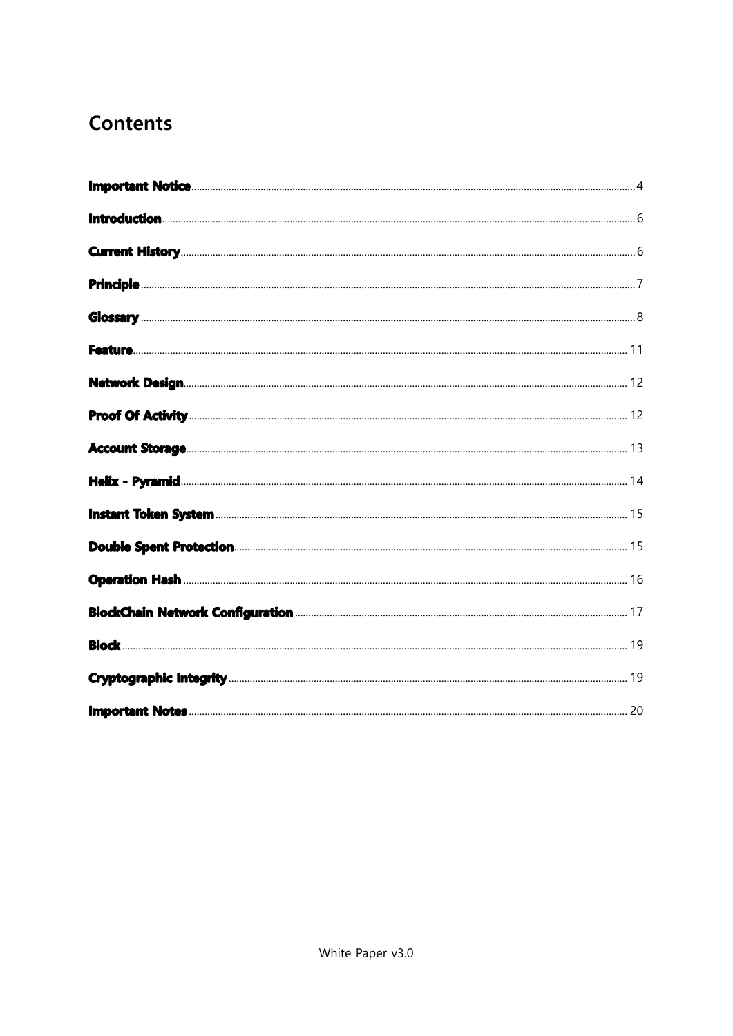# Contents

| Section | Page |
| --- | --- |
| **Important Notice** | 4 |
| **Introduction** | 6 |
| **Current History** | 6 |
| **Principle** | 7 |
| **Glossary** | 8 |
| **Feature** | 11 |
| **Network Design** | 12 |
| **Proof Of Activity** | 12 |
| **Account Storage** | 13 |
| **Helix - Pyramid** | 14 |
| **Instant Token System** | 15 |
| **Double Spent Protection** | 15 |
| **Operation Hash** | 16 |
| **BlockChain Network Configuration** | 17 |
| **Block** | 19 |
| **Cryptographic Integrity** | 19 |
| **Important Notes** | 20 |

White Paper v3.0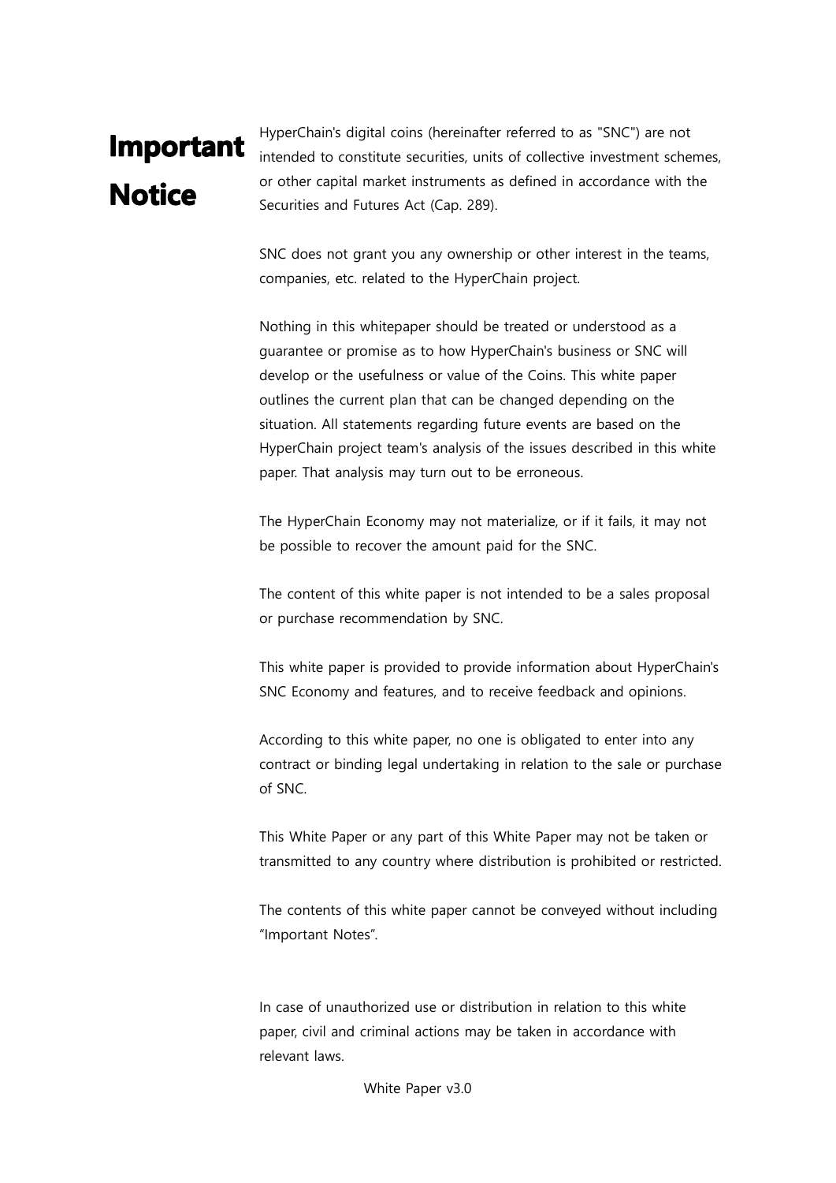# Important Notice

HyperChain's digital coins (hereinafter referred to as "SNC") are not intended to constitute securities, units of collective investment schemes, or other capital market instruments as defined in accordance with the Securities and Futures Act (Cap. 289).

SNC does not grant you any ownership or other interest in the teams, companies, etc. related to the HyperChain project.

Nothing in this whitepaper should be treated or understood as a guarantee or promise as to how HyperChain's business or SNC will develop or the usefulness or value of the Coins. This white paper outlines the current plan that can be changed depending on the situation. All statements regarding future events are based on the HyperChain project team's analysis of the issues described in this white paper. That analysis may turn out to be erroneous.

The HyperChain Economy may not materialize, or if it fails, it may not be possible to recover the amount paid for the SNC.

The content of this white paper is not intended to be a sales proposal or purchase recommendation by SNC.

This white paper is provided to provide information about HyperChain's SNC Economy and features, and to receive feedback and opinions.

According to this white paper, no one is obligated to enter into any contract or binding legal undertaking in relation to the sale or purchase of SNC.

This White Paper or any part of this White Paper may not be taken or transmitted to any country where distribution is prohibited or restricted.

The contents of this white paper cannot be conveyed without including "Important Notes".

In case of unauthorized use or distribution in relation to this white paper, civil and criminal actions may be taken in accordance with relevant laws.

White Paper v3.0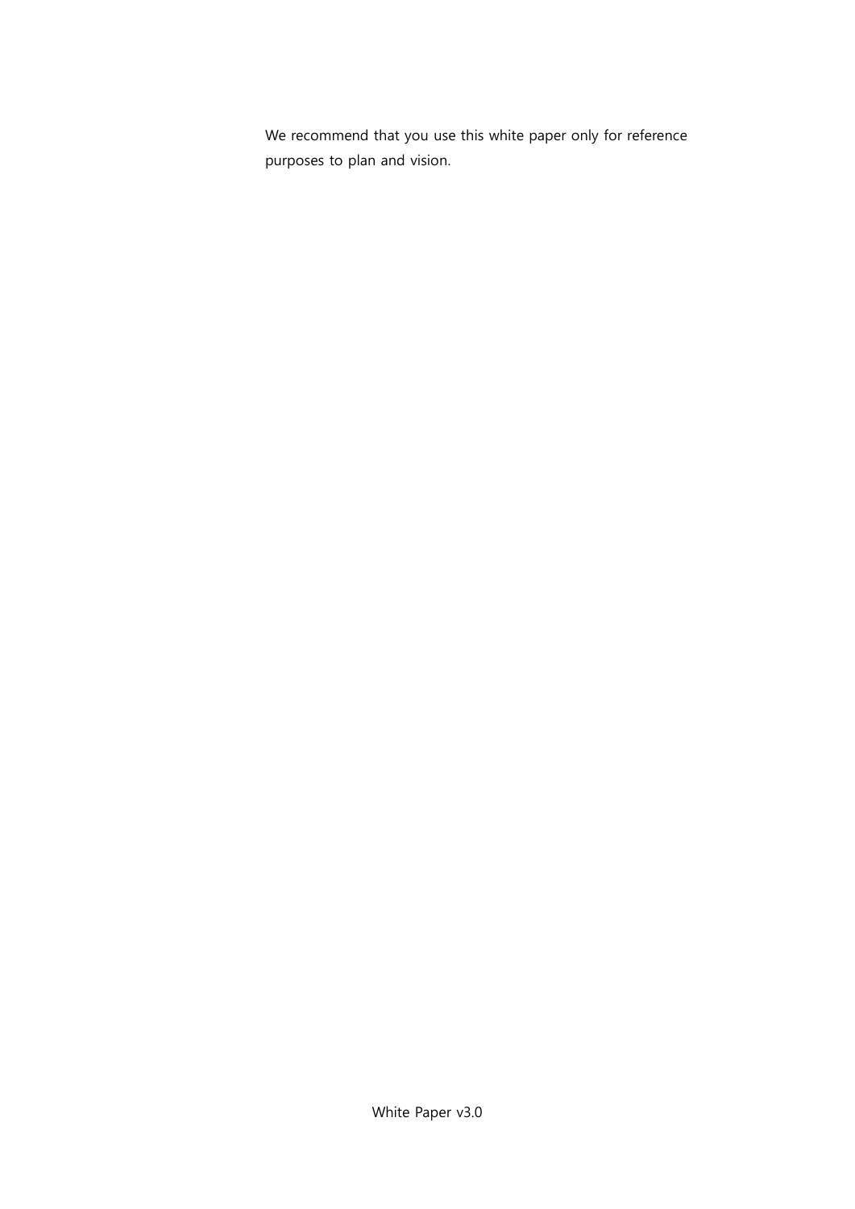We recommend that you use this white paper only for reference purposes to plan and vision.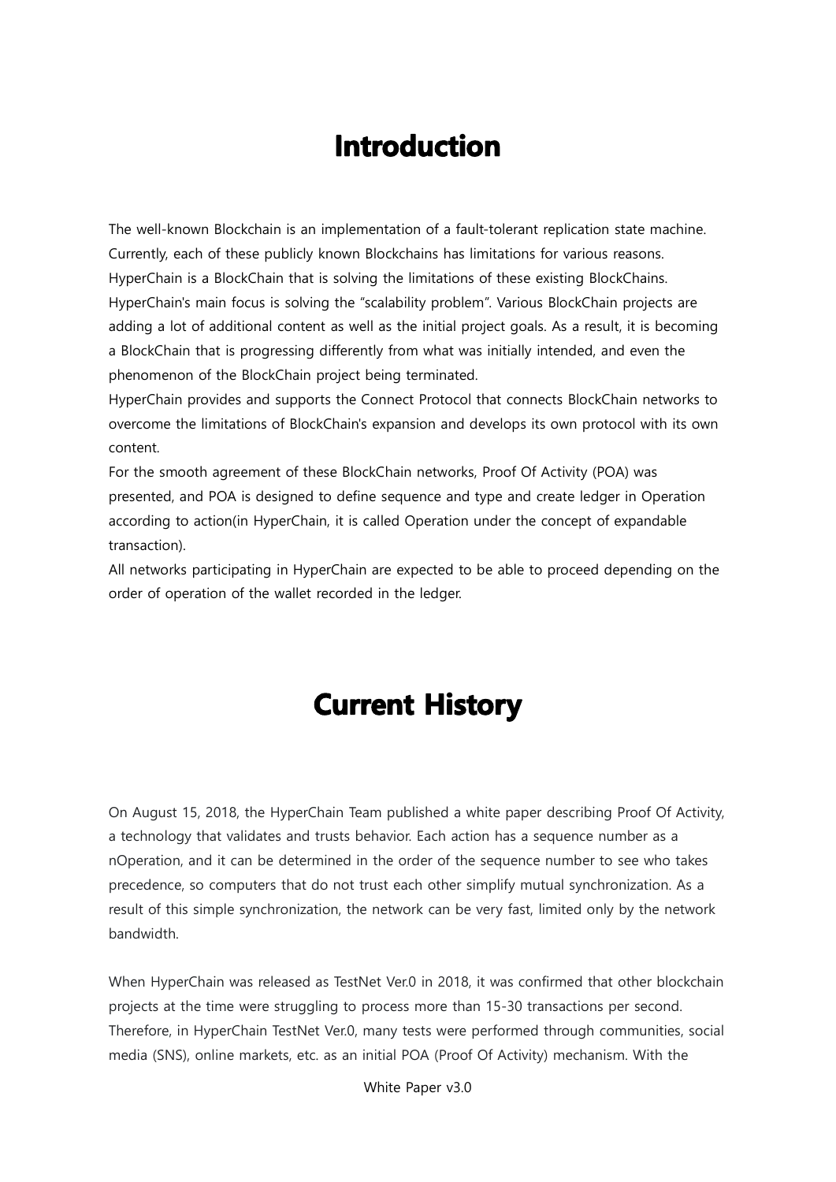# Introduction

The well-known Blockchain is an implementation of a fault-tolerant replication state machine. Currently, each of these publicly known Blockchains has limitations for various reasons. HyperChain is a BlockChain that is solving the limitations of these existing BlockChains. HyperChain's main focus is solving the "scalability problem". Various BlockChain projects are adding a lot of additional content as well as the initial project goals. As a result, it is becoming a BlockChain that is progressing differently from what was initially intended, and even the phenomenon of the BlockChain project being terminated.
HyperChain provides and supports the Connect Protocol that connects BlockChain networks to overcome the limitations of BlockChain's expansion and develops its own protocol with its own content.
For the smooth agreement of these BlockChain networks, Proof Of Activity (POA) was presented, and POA is designed to define sequence and type and create ledger in Operation according to action(in HyperChain, it is called Operation under the concept of expandable transaction).
All networks participating in HyperChain are expected to be able to proceed depending on the order of operation of the wallet recorded in the ledger.

# Current History

On August 15, 2018, the HyperChain Team published a white paper describing Proof Of Activity, a technology that validates and trusts behavior. Each action has a sequence number as a nOperation, and it can be determined in the order of the sequence number to see who takes precedence, so computers that do not trust each other simplify mutual synchronization. As a result of this simple synchronization, the network can be very fast, limited only by the network bandwidth.

When HyperChain was released as TestNet Ver.0 in 2018, it was confirmed that other blockchain projects at the time were struggling to process more than 15-30 transactions per second. Therefore, in HyperChain TestNet Ver.0, many tests were performed through communities, social media (SNS), online markets, etc. as an initial POA (Proof Of Activity) mechanism. With the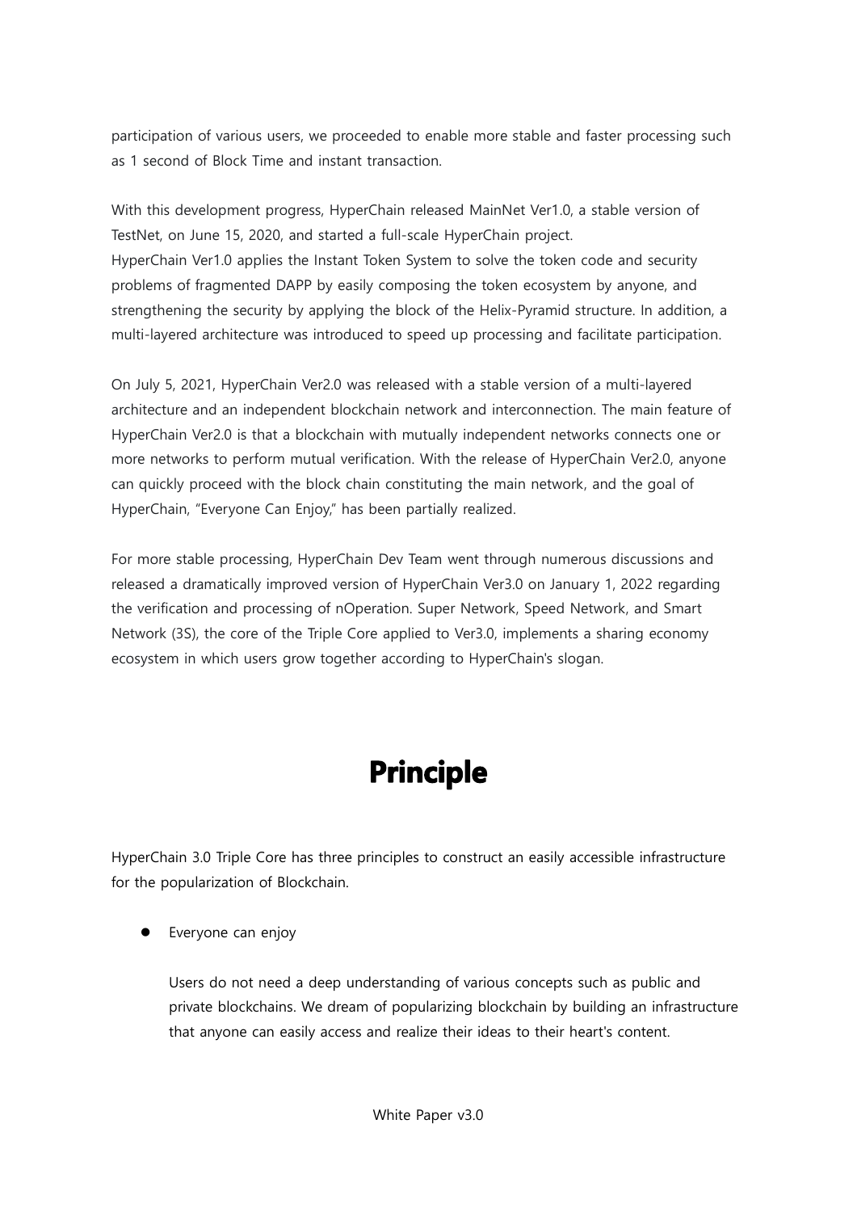participation of various users, we proceeded to enable more stable and faster processing such as 1 second of Block Time and instant transaction.

With this development progress, HyperChain released MainNet Ver1.0, a stable version of TestNet, on June 15, 2020, and started a full-scale HyperChain project.
HyperChain Ver1.0 applies the Instant Token System to solve the token code and security problems of fragmented DAPP by easily composing the token ecosystem by anyone, and strengthening the security by applying the block of the Helix-Pyramid structure. In addition, a multi-layered architecture was introduced to speed up processing and facilitate participation.

On July 5, 2021, HyperChain Ver2.0 was released with a stable version of a multi-layered architecture and an independent blockchain network and interconnection. The main feature of HyperChain Ver2.0 is that a blockchain with mutually independent networks connects one or more networks to perform mutual verification. With the release of HyperChain Ver2.0, anyone can quickly proceed with the block chain constituting the main network, and the goal of HyperChain, "Everyone Can Enjoy," has been partially realized.

For more stable processing, HyperChain Dev Team went through numerous discussions and released a dramatically improved version of HyperChain Ver3.0 on January 1, 2022 regarding the verification and processing of nOperation. Super Network, Speed Network, and Smart Network (3S), the core of the Triple Core applied to Ver3.0, implements a sharing economy ecosystem in which users grow together according to HyperChain's slogan.

# Principle

HyperChain 3.0 Triple Core has three principles to construct an easily accessible infrastructure for the popularization of Blockchain.

- Everyone can enjoy

  Users do not need a deep understanding of various concepts such as public and private blockchains. We dream of popularizing blockchain by building an infrastructure that anyone can easily access and realize their ideas to their heart's content.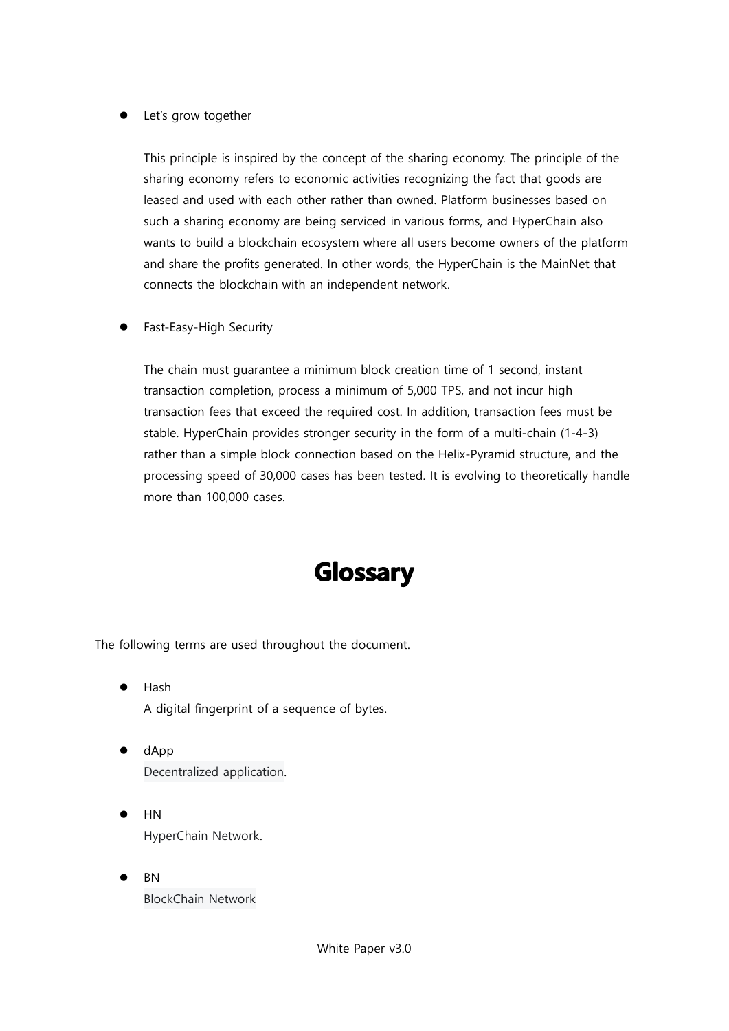- Let's grow together

  This principle is inspired by the concept of the sharing economy. The principle of the sharing economy refers to economic activities recognizing the fact that goods are leased and used with each other rather than owned. Platform businesses based on such a sharing economy are being serviced in various forms, and HyperChain also wants to build a blockchain ecosystem where all users become owners of the platform and share the profits generated. In other words, the HyperChain is the MainNet that connects the blockchain with an independent network.

- Fast-Easy-High Security

  The chain must guarantee a minimum block creation time of 1 second, instant transaction completion, process a minimum of 5,000 TPS, and not incur high transaction fees that exceed the required cost. In addition, transaction fees must be stable. HyperChain provides stronger security in the form of a multi-chain (1-4-3) rather than a simple block connection based on the Helix-Pyramid structure, and the processing speed of 30,000 cases has been tested. It is evolving to theoretically handle more than 100,000 cases.

# Glossary

The following terms are used throughout the document.

- Hash
  A digital fingerprint of a sequence of bytes.

- dApp
  Decentralized application.

- HN
  HyperChain Network.

- BN
  BlockChain Network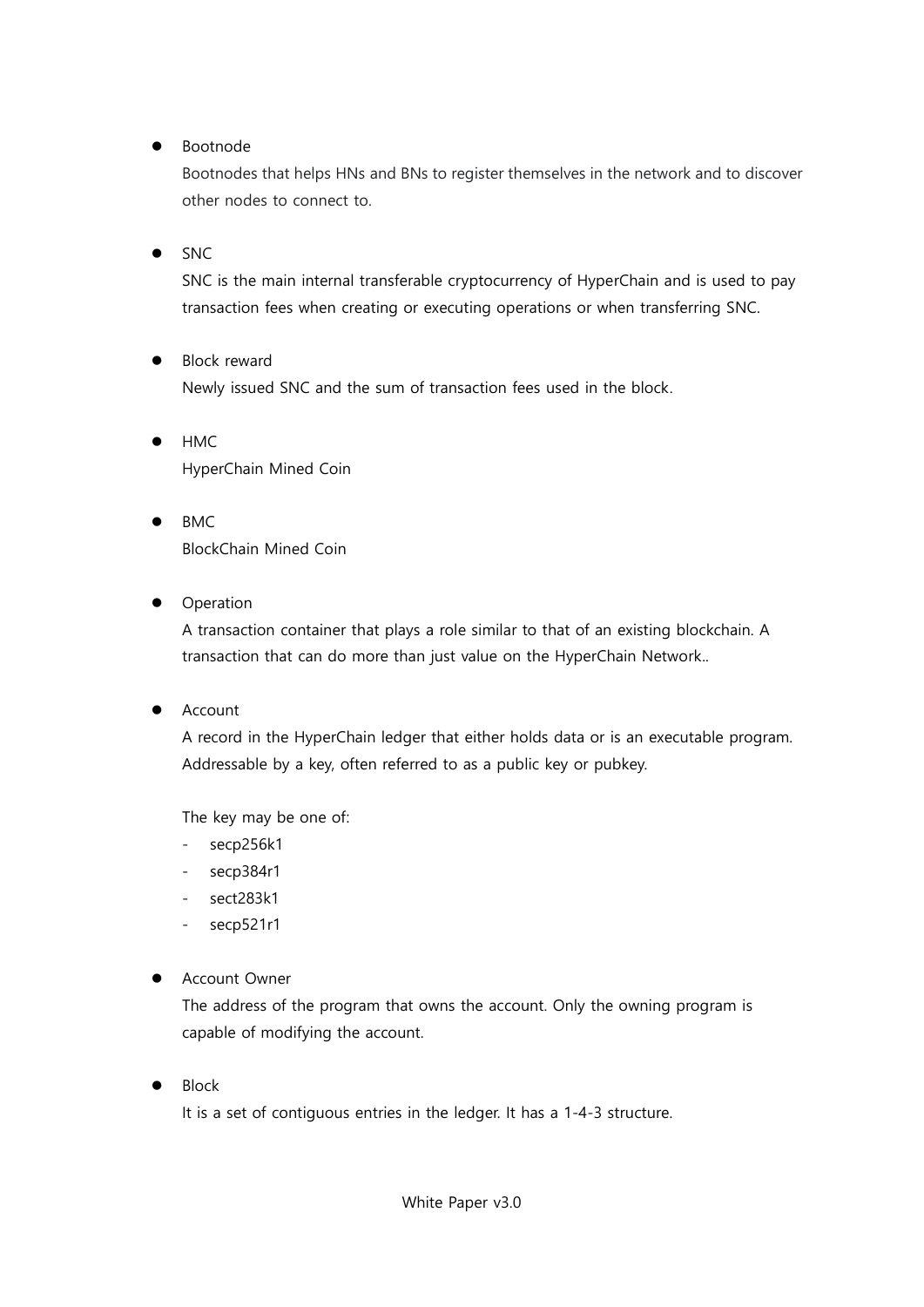- Bootnode
  Bootnodes that helps HNs and BNs to register themselves in the network and to discover other nodes to connect to.

- SNC
  SNC is the main internal transferable cryptocurrency of HyperChain and is used to pay transaction fees when creating or executing operations or when transferring SNC.

- Block reward
  Newly issued SNC and the sum of transaction fees used in the block.

- HMC
  HyperChain Mined Coin

- BMC
  BlockChain Mined Coin

- Operation
  A transaction container that plays a role similar to that of an existing blockchain. A transaction that can do more than just value on the HyperChain Network..

- Account
  A record in the HyperChain ledger that either holds data or is an executable program. Addressable by a key, often referred to as a public key or pubkey.

  The key may be one of:
  - secp256k1
  - secp384r1
  - sect283k1
  - secp521r1

- Account Owner
  The address of the program that owns the account. Only the owning program is capable of modifying the account.

- Block
  It is a set of contiguous entries in the ledger. It has a 1-4-3 structure.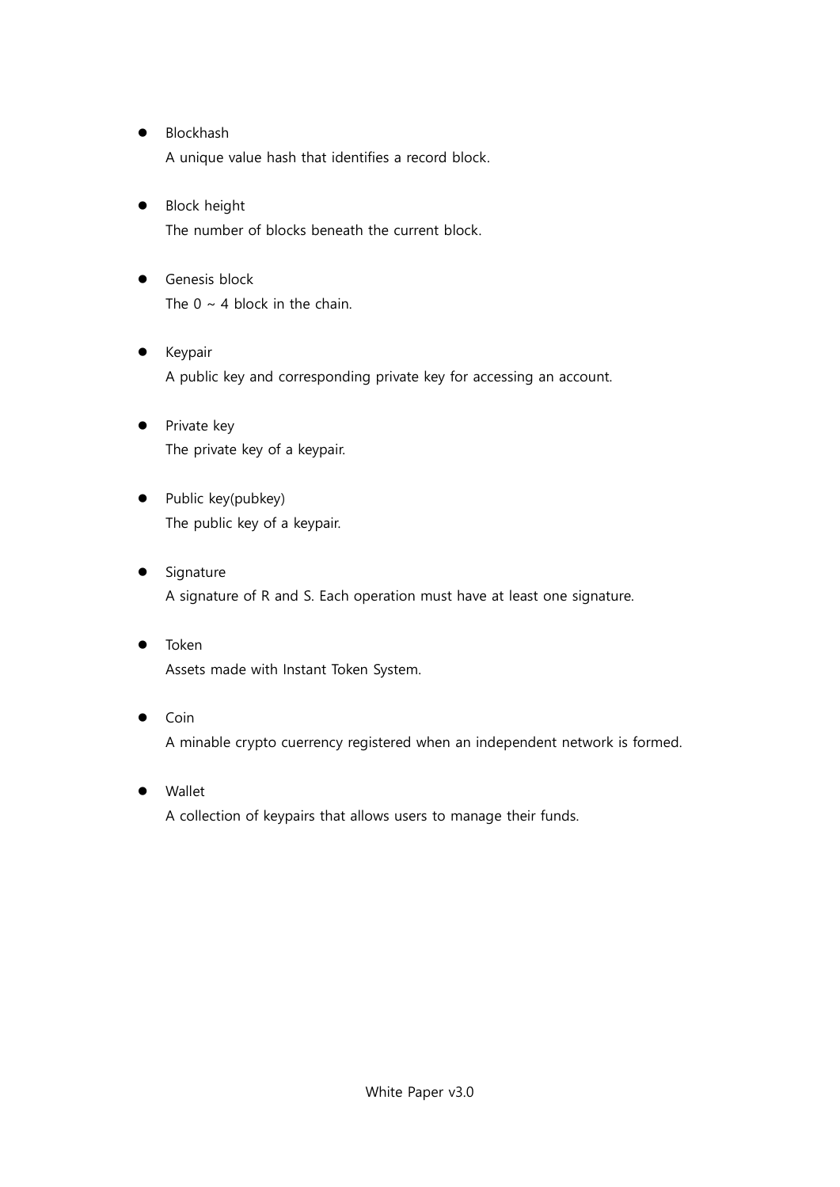- Blockhash
  A unique value hash that identifies a record block.

- Block height
  The number of blocks beneath the current block.

- Genesis block
  The 0 ~ 4 block in the chain.

- Keypair
  A public key and corresponding private key for accessing an account.

- Private key
  The private key of a keypair.

- Public key(pubkey)
  The public key of a keypair.

- Signature
  A signature of R and S. Each operation must have at least one signature.

- Token
  Assets made with Instant Token System.

- Coin
  A minable crypto cuerrency registered when an independent network is formed.

- Wallet
  A collection of keypairs that allows users to manage their funds.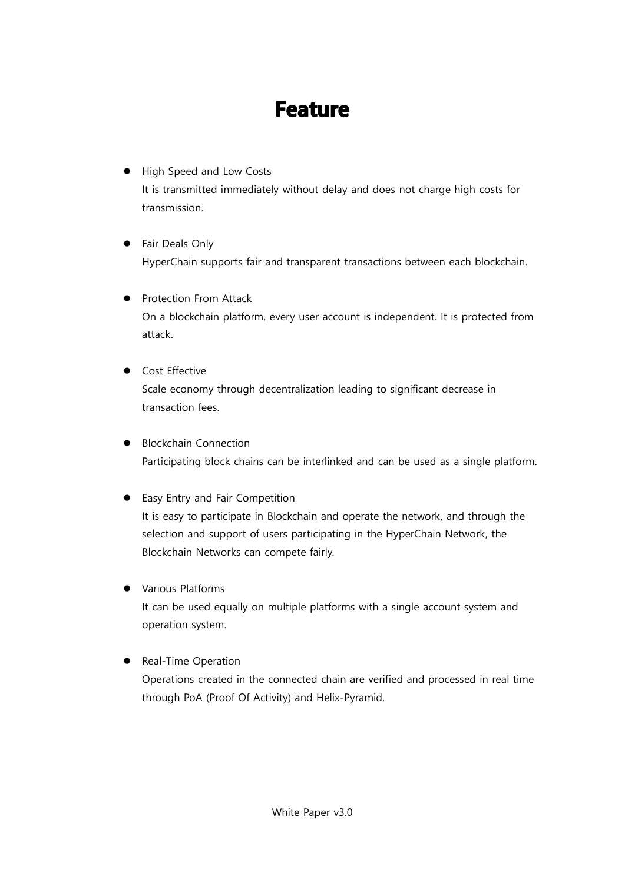# Feature

- High Speed and Low Costs
  It is transmitted immediately without delay and does not charge high costs for transmission.

- Fair Deals Only
  HyperChain supports fair and transparent transactions between each blockchain.

- Protection From Attack
  On a blockchain platform, every user account is independent. It is protected from attack.

- Cost Effective
  Scale economy through decentralization leading to significant decrease in transaction fees.

- Blockchain Connection
  Participating block chains can be interlinked and can be used as a single platform.

- Easy Entry and Fair Competition
  It is easy to participate in Blockchain and operate the network, and through the selection and support of users participating in the HyperChain Network, the Blockchain Networks can compete fairly.

- Various Platforms
  It can be used equally on multiple platforms with a single account system and operation system.

- Real-Time Operation
  Operations created in the connected chain are verified and processed in real time through PoA (Proof Of Activity) and Helix-Pyramid.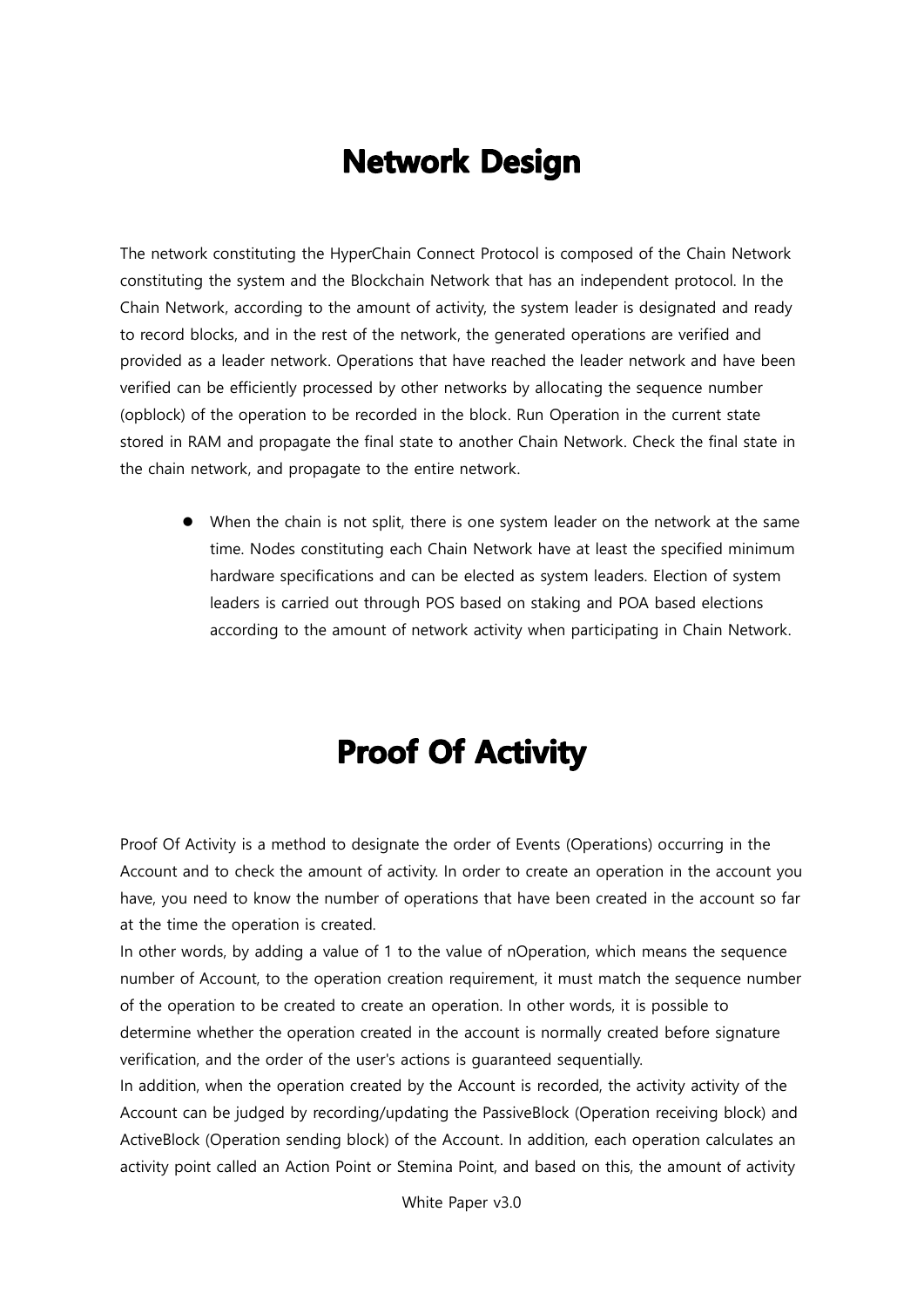# Network Design

The network constituting the HyperChain Connect Protocol is composed of the Chain Network constituting the system and the Blockchain Network that has an independent protocol. In the Chain Network, according to the amount of activity, the system leader is designated and ready to record blocks, and in the rest of the network, the generated operations are verified and provided as a leader network. Operations that have reached the leader network and have been verified can be efficiently processed by other networks by allocating the sequence number (opblock) of the operation to be recorded in the block. Run Operation in the current state stored in RAM and propagate the final state to another Chain Network. Check the final state in the chain network, and propagate to the entire network.

- When the chain is not split, there is one system leader on the network at the same time. Nodes constituting each Chain Network have at least the specified minimum hardware specifications and can be elected as system leaders. Election of system leaders is carried out through POS based on staking and POA based elections according to the amount of network activity when participating in Chain Network.

# Proof Of Activity

Proof Of Activity is a method to designate the order of Events (Operations) occurring in the Account and to check the amount of activity. In order to create an operation in the account you have, you need to know the number of operations that have been created in the account so far at the time the operation is created.
In other words, by adding a value of 1 to the value of nOperation, which means the sequence number of Account, to the operation creation requirement, it must match the sequence number of the operation to be created to create an operation. In other words, it is possible to determine whether the operation created in the account is normally created before signature verification, and the order of the user's actions is guaranteed sequentially.
In addition, when the operation created by the Account is recorded, the activity activity of the Account can be judged by recording/updating the PassiveBlock (Operation receiving block) and ActiveBlock (Operation sending block) of the Account. In addition, each operation calculates an activity point called an Action Point or Stemina Point, and based on this, the amount of activity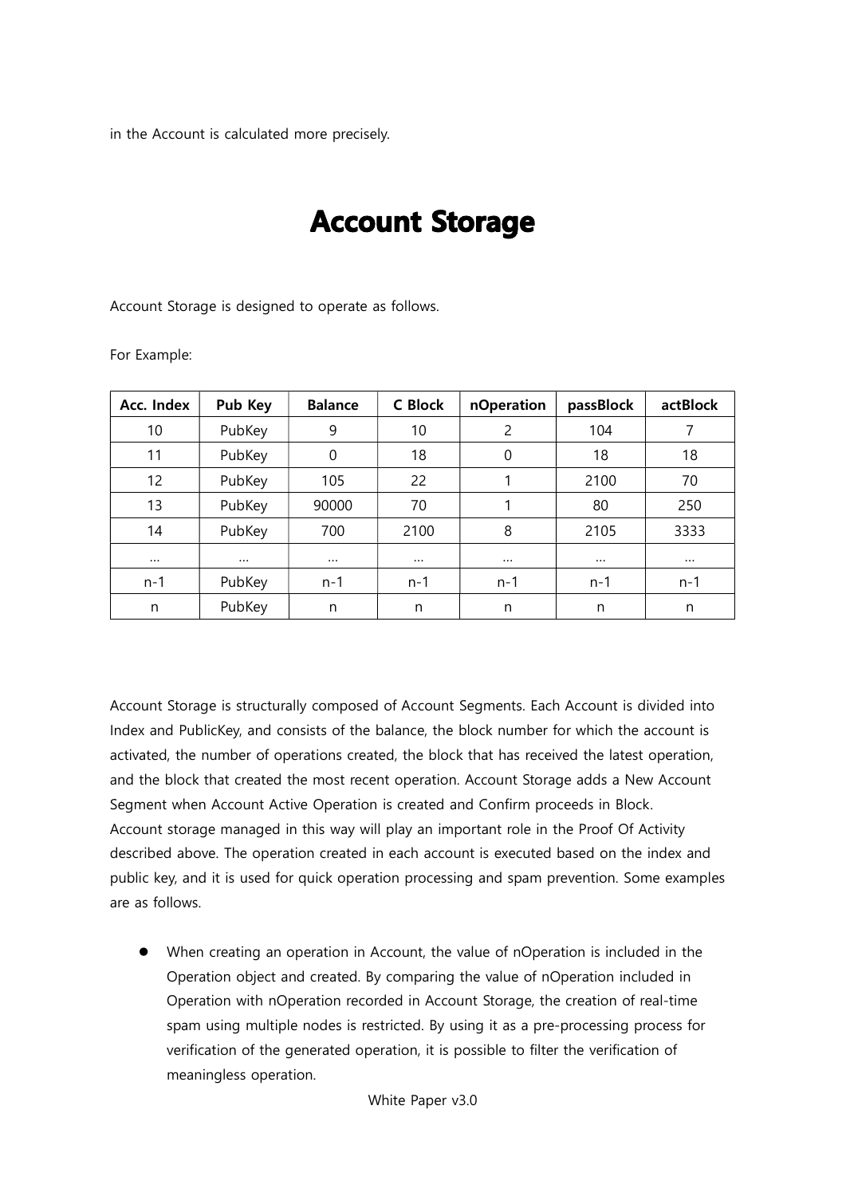in the Account is calculated more precisely.

# Account Storage

Account Storage is designed to operate as follows.

For Example:

| Acc. Index | Pub Key | Balance | C Block | nOperation | passBlock | actBlock |
|---|---|---|---|---|---|---|
| 10 | PubKey | 9 | 10 | 2 | 104 | 7 |
| 11 | PubKey | 0 | 18 | 0 | 18 | 18 |
| 12 | PubKey | 105 | 22 | 1 | 2100 | 70 |
| 13 | PubKey | 90000 | 70 | 1 | 80 | 250 |
| 14 | PubKey | 700 | 2100 | 8 | 2105 | 3333 |
| … | … | … | … | … | … | … |
| n-1 | PubKey | n-1 | n-1 | n-1 | n-1 | n-1 |
| n | PubKey | n | n | n | n | n |

Account Storage is structurally composed of Account Segments. Each Account is divided into Index and PublicKey, and consists of the balance, the block number for which the account is activated, the number of operations created, the block that has received the latest operation, and the block that created the most recent operation. Account Storage adds a New Account Segment when Account Active Operation is created and Confirm proceeds in Block. Account storage managed in this way will play an important role in the Proof Of Activity described above. The operation created in each account is executed based on the index and public key, and it is used for quick operation processing and spam prevention. Some examples are as follows.

- When creating an operation in Account, the value of nOperation is included in the Operation object and created. By comparing the value of nOperation included in Operation with nOperation recorded in Account Storage, the creation of real-time spam using multiple nodes is restricted. By using it as a pre-processing process for verification of the generated operation, it is possible to filter the verification of meaningless operation.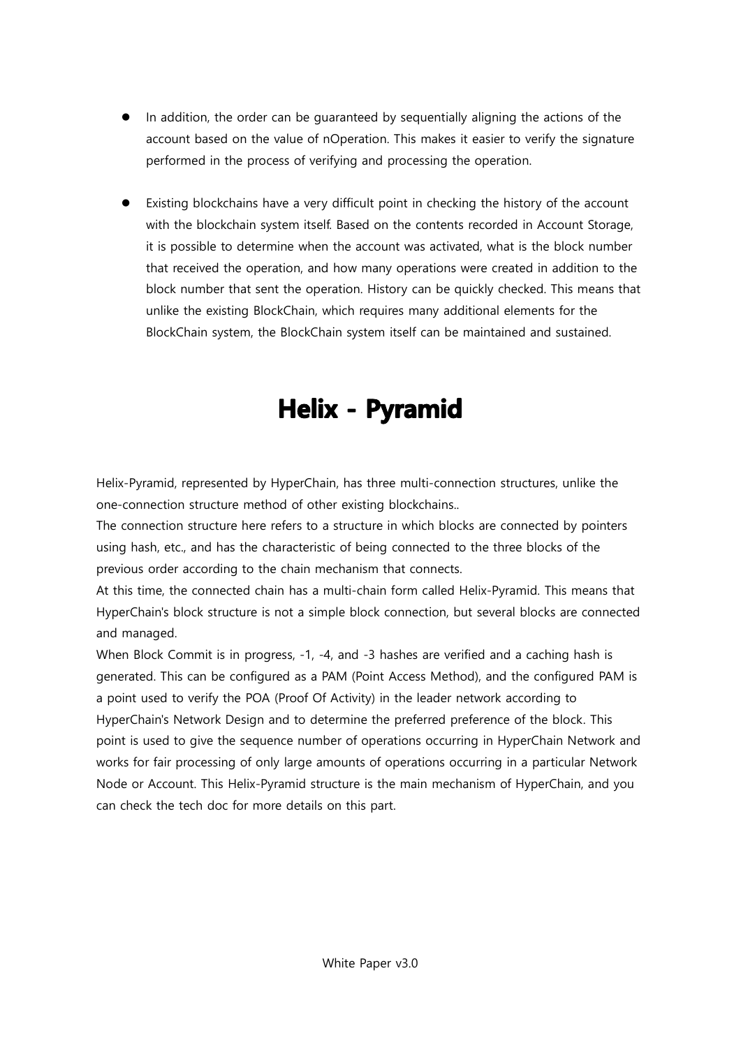- In addition, the order can be guaranteed by sequentially aligning the actions of the account based on the value of nOperation. This makes it easier to verify the signature performed in the process of verifying and processing the operation.

- Existing blockchains have a very difficult point in checking the history of the account with the blockchain system itself. Based on the contents recorded in Account Storage, it is possible to determine when the account was activated, what is the block number that received the operation, and how many operations were created in addition to the block number that sent the operation. History can be quickly checked. This means that unlike the existing BlockChain, which requires many additional elements for the BlockChain system, the BlockChain system itself can be maintained and sustained.

# Helix - Pyramid

Helix-Pyramid, represented by HyperChain, has three multi-connection structures, unlike the one-connection structure method of other existing blockchains..
The connection structure here refers to a structure in which blocks are connected by pointers using hash, etc., and has the characteristic of being connected to the three blocks of the previous order according to the chain mechanism that connects.
At this time, the connected chain has a multi-chain form called Helix-Pyramid. This means that HyperChain's block structure is not a simple block connection, but several blocks are connected and managed.
When Block Commit is in progress, -1, -4, and -3 hashes are verified and a caching hash is generated. This can be configured as a PAM (Point Access Method), and the configured PAM is a point used to verify the POA (Proof Of Activity) in the leader network according to HyperChain's Network Design and to determine the preferred preference of the block. This point is used to give the sequence number of operations occurring in HyperChain Network and works for fair processing of only large amounts of operations occurring in a particular Network Node or Account. This Helix-Pyramid structure is the main mechanism of HyperChain, and you can check the tech doc for more details on this part.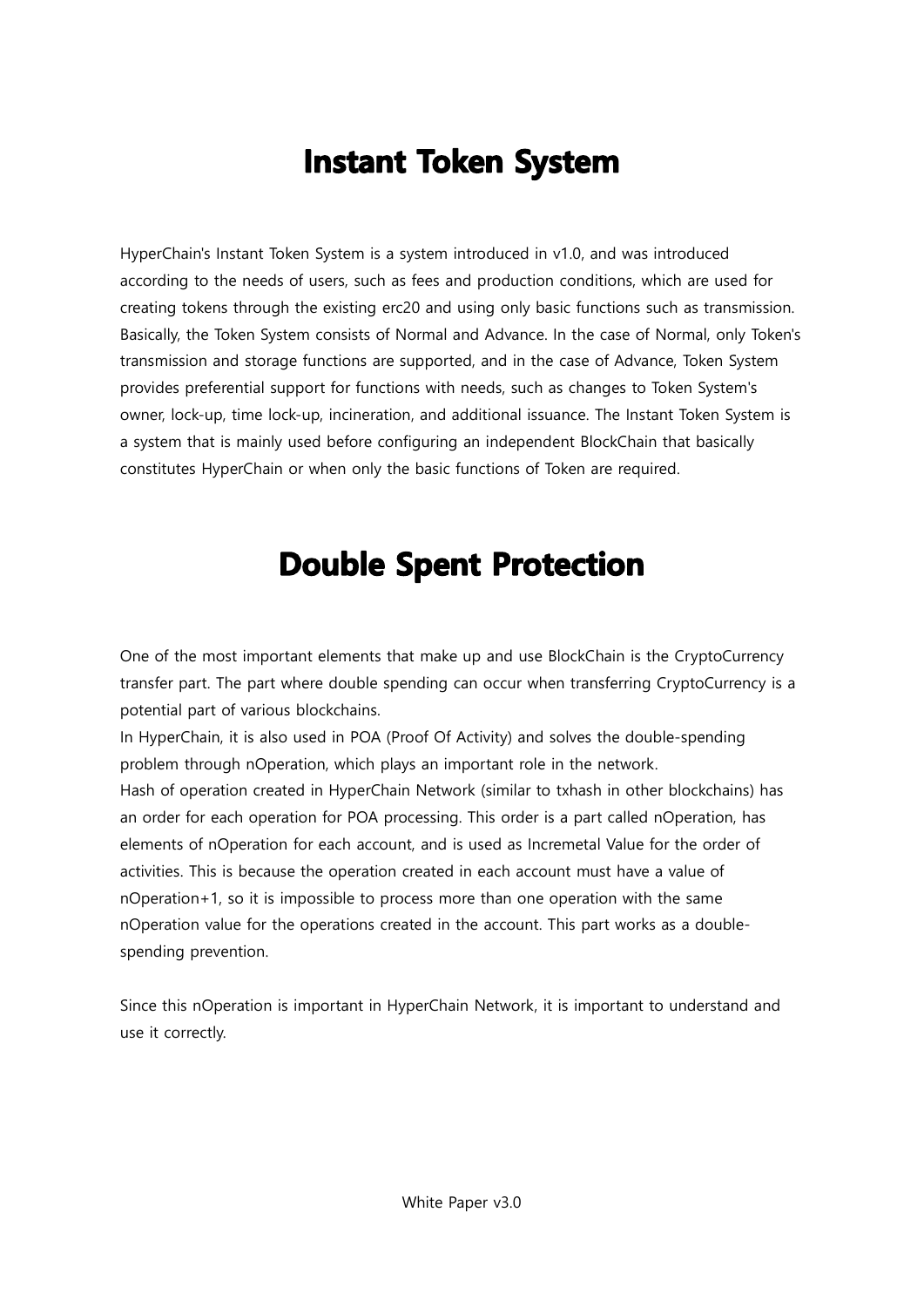# Instant Token System

HyperChain's Instant Token System is a system introduced in v1.0, and was introduced according to the needs of users, such as fees and production conditions, which are used for creating tokens through the existing erc20 and using only basic functions such as transmission. Basically, the Token System consists of Normal and Advance. In the case of Normal, only Token's transmission and storage functions are supported, and in the case of Advance, Token System provides preferential support for functions with needs, such as changes to Token System's owner, lock-up, time lock-up, incineration, and additional issuance. The Instant Token System is a system that is mainly used before configuring an independent BlockChain that basically constitutes HyperChain or when only the basic functions of Token are required.

# Double Spent Protection

One of the most important elements that make up and use BlockChain is the CryptoCurrency transfer part. The part where double spending can occur when transferring CryptoCurrency is a potential part of various blockchains.
In HyperChain, it is also used in POA (Proof Of Activity) and solves the double-spending problem through nOperation, which plays an important role in the network.
Hash of operation created in HyperChain Network (similar to txhash in other blockchains) has an order for each operation for POA processing. This order is a part called nOperation, has elements of nOperation for each account, and is used as Incremetal Value for the order of activities. This is because the operation created in each account must have a value of nOperation+1, so it is impossible to process more than one operation with the same nOperation value for the operations created in the account. This part works as a double-spending prevention.

Since this nOperation is important in HyperChain Network, it is important to understand and use it correctly.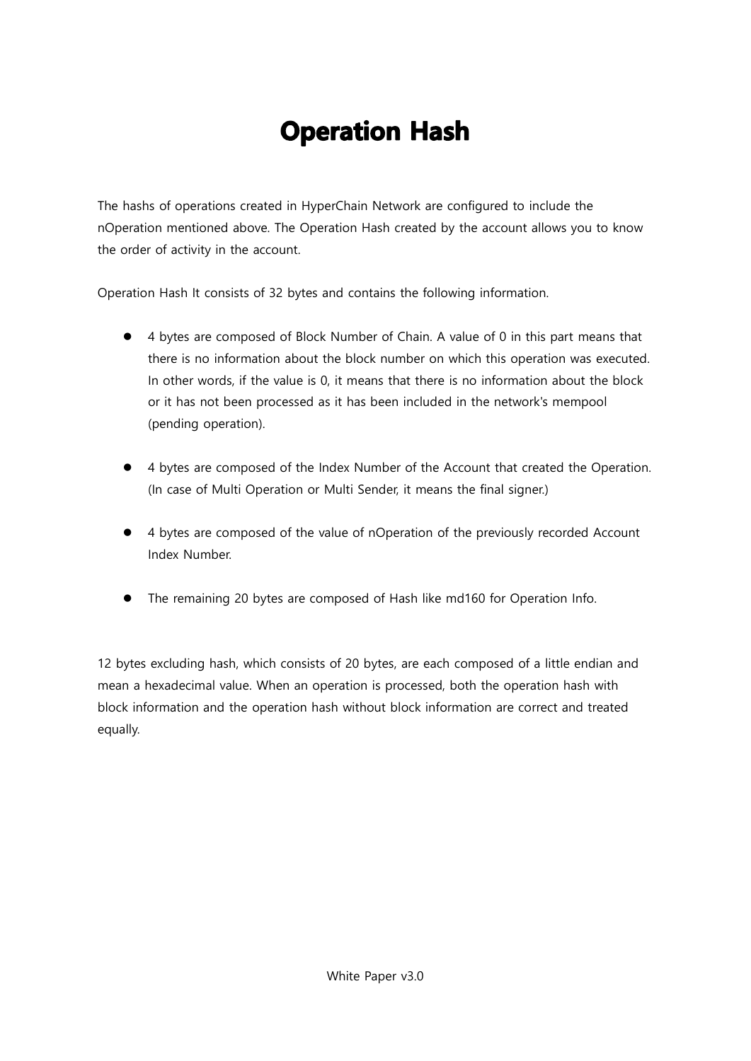# Operation Hash

The hashs of operations created in HyperChain Network are configured to include the nOperation mentioned above. The Operation Hash created by the account allows you to know the order of activity in the account.

Operation Hash It consists of 32 bytes and contains the following information.

- 4 bytes are composed of Block Number of Chain. A value of 0 in this part means that there is no information about the block number on which this operation was executed. In other words, if the value is 0, it means that there is no information about the block or it has not been processed as it has been included in the network's mempool (pending operation).

- 4 bytes are composed of the Index Number of the Account that created the Operation. (In case of Multi Operation or Multi Sender, it means the final signer.)

- 4 bytes are composed of the value of nOperation of the previously recorded Account Index Number.

- The remaining 20 bytes are composed of Hash like md160 for Operation Info.

12 bytes excluding hash, which consists of 20 bytes, are each composed of a little endian and mean a hexadecimal value. When an operation is processed, both the operation hash with block information and the operation hash without block information are correct and treated equally.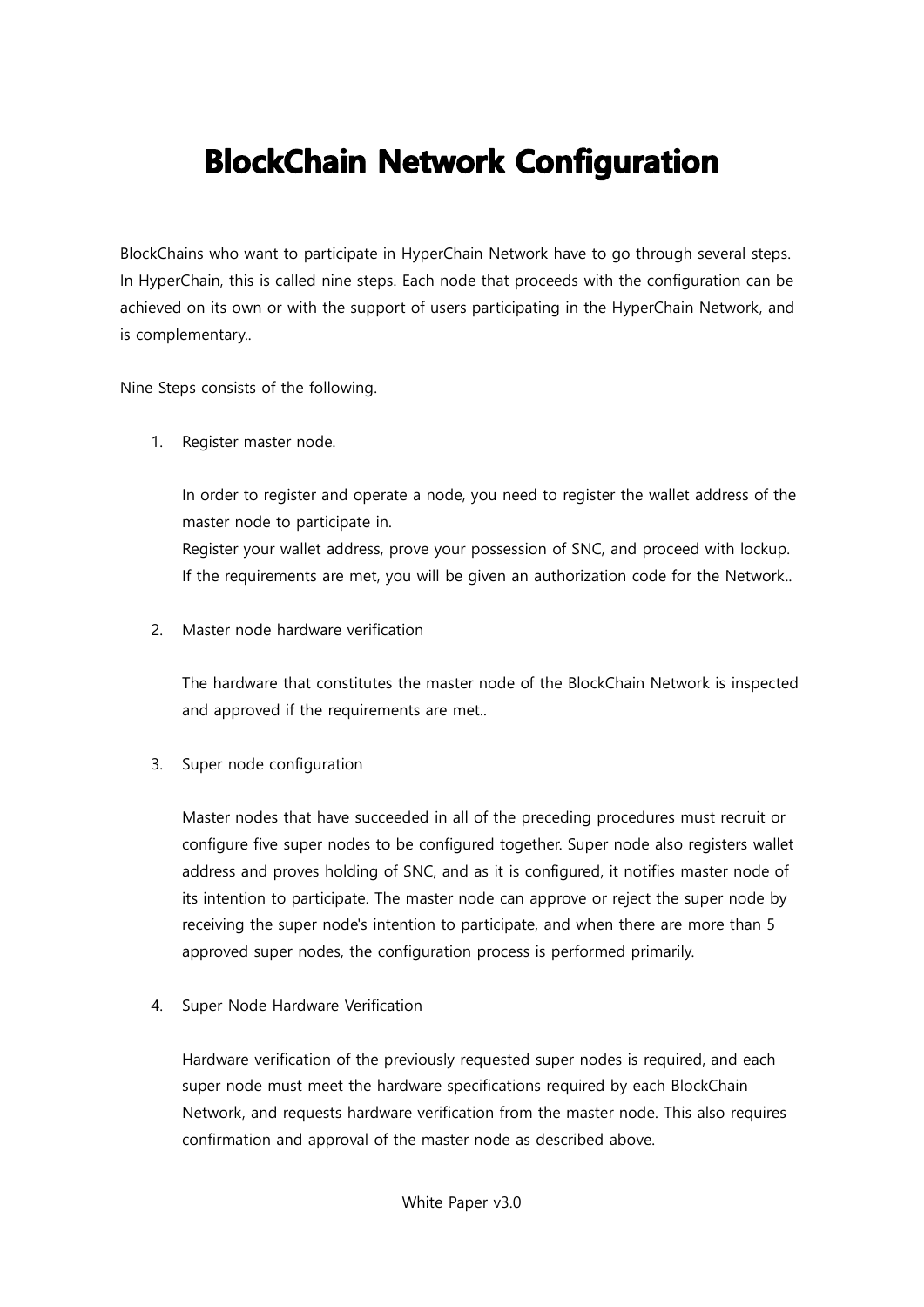# BlockChain Network Configuration

BlockChains who want to participate in HyperChain Network have to go through several steps. In HyperChain, this is called nine steps. Each node that proceeds with the configuration can be achieved on its own or with the support of users participating in the HyperChain Network, and is complementary..

Nine Steps consists of the following.

1. Register master node.

   In order to register and operate a node, you need to register the wallet address of the master node to participate in.
   Register your wallet address, prove your possession of SNC, and proceed with lockup.
   If the requirements are met, you will be given an authorization code for the Network..

2. Master node hardware verification

   The hardware that constitutes the master node of the BlockChain Network is inspected and approved if the requirements are met..

3. Super node configuration

   Master nodes that have succeeded in all of the preceding procedures must recruit or configure five super nodes to be configured together. Super node also registers wallet address and proves holding of SNC, and as it is configured, it notifies master node of its intention to participate. The master node can approve or reject the super node by receiving the super node's intention to participate, and when there are more than 5 approved super nodes, the configuration process is performed primarily.

4. Super Node Hardware Verification

   Hardware verification of the previously requested super nodes is required, and each super node must meet the hardware specifications required by each BlockChain Network, and requests hardware verification from the master node. This also requires confirmation and approval of the master node as described above.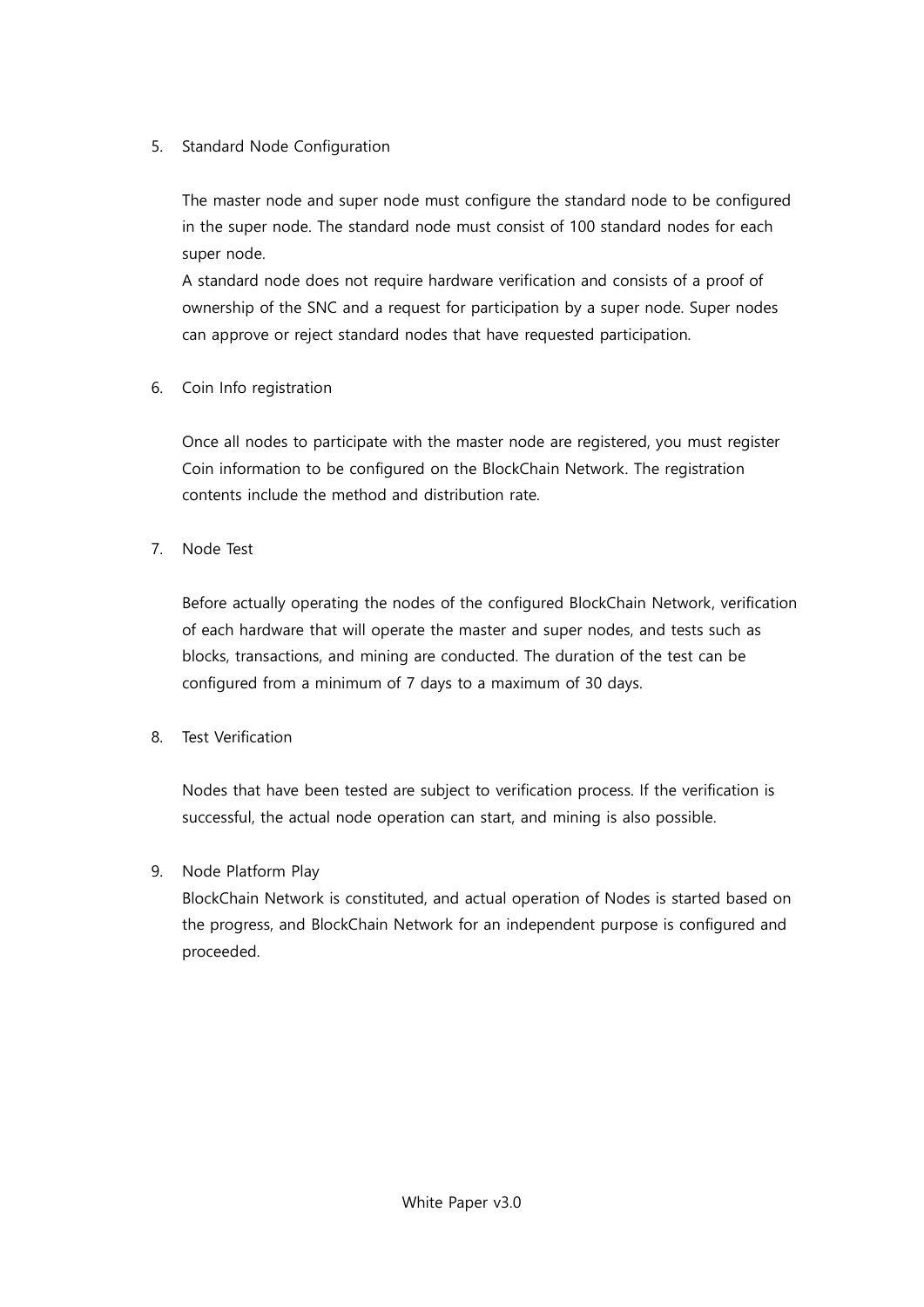5. Standard Node Configuration

   The master node and super node must configure the standard node to be configured in the super node. The standard node must consist of 100 standard nodes for each super node.
   A standard node does not require hardware verification and consists of a proof of ownership of the SNC and a request for participation by a super node. Super nodes can approve or reject standard nodes that have requested participation.

6. Coin Info registration

   Once all nodes to participate with the master node are registered, you must register Coin information to be configured on the BlockChain Network. The registration contents include the method and distribution rate.

7. Node Test

   Before actually operating the nodes of the configured BlockChain Network, verification of each hardware that will operate the master and super nodes, and tests such as blocks, transactions, and mining are conducted. The duration of the test can be configured from a minimum of 7 days to a maximum of 30 days.

8. Test Verification

   Nodes that have been tested are subject to verification process. If the verification is successful, the actual node operation can start, and mining is also possible.

9. Node Platform Play
   BlockChain Network is constituted, and actual operation of Nodes is started based on the progress, and BlockChain Network for an independent purpose is configured and proceeded.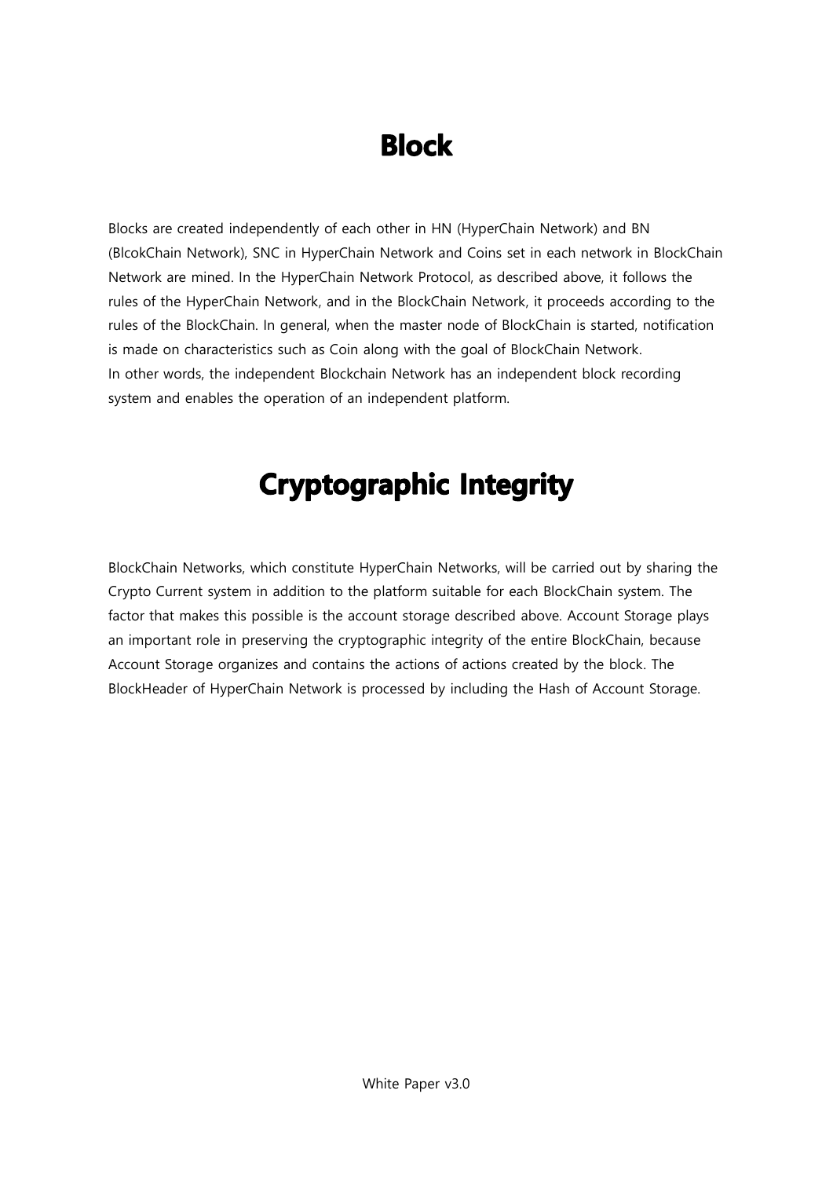# Block

Blocks are created independently of each other in HN (HyperChain Network) and BN (BlcokChain Network), SNC in HyperChain Network and Coins set in each network in BlockChain Network are mined. In the HyperChain Network Protocol, as described above, it follows the rules of the HyperChain Network, and in the BlockChain Network, it proceeds according to the rules of the BlockChain. In general, when the master node of BlockChain is started, notification is made on characteristics such as Coin along with the goal of BlockChain Network.
In other words, the independent Blockchain Network has an independent block recording system and enables the operation of an independent platform.

# Cryptographic Integrity

BlockChain Networks, which constitute HyperChain Networks, will be carried out by sharing the Crypto Current system in addition to the platform suitable for each BlockChain system. The factor that makes this possible is the account storage described above. Account Storage plays an important role in preserving the cryptographic integrity of the entire BlockChain, because Account Storage organizes and contains the actions of actions created by the block. The BlockHeader of HyperChain Network is processed by including the Hash of Account Storage.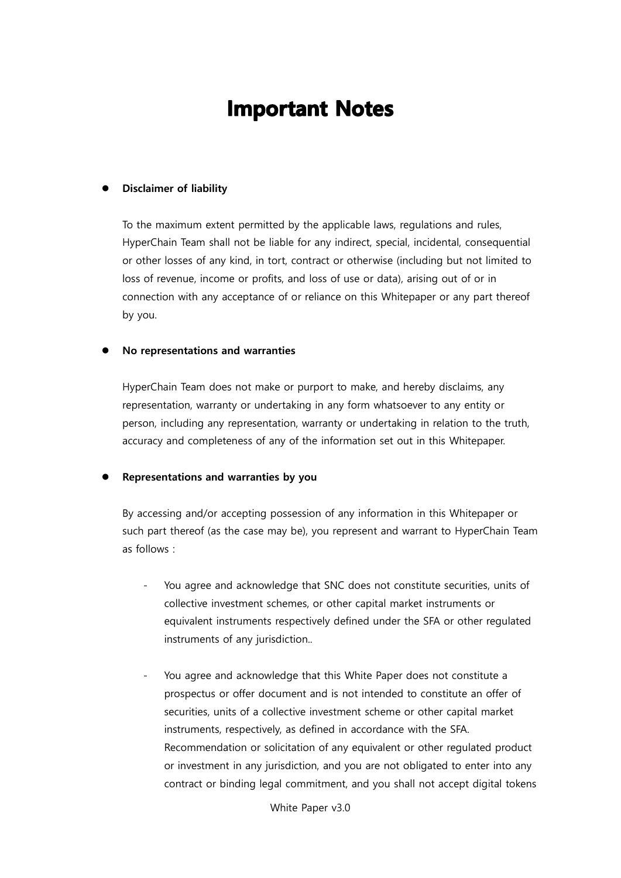# Important Notes

- **Disclaimer of liability**

  To the maximum extent permitted by the applicable laws, regulations and rules, HyperChain Team shall not be liable for any indirect, special, incidental, consequential or other losses of any kind, in tort, contract or otherwise (including but not limited to loss of revenue, income or profits, and loss of use or data), arising out of or in connection with any acceptance of or reliance on this Whitepaper or any part thereof by you.

- **No representations and warranties**

  HyperChain Team does not make or purport to make, and hereby disclaims, any representation, warranty or undertaking in any form whatsoever to any entity or person, including any representation, warranty or undertaking in relation to the truth, accuracy and completeness of any of the information set out in this Whitepaper.

- **Representations and warranties by you**

  By accessing and/or accepting possession of any information in this Whitepaper or such part thereof (as the case may be), you represent and warrant to HyperChain Team as follows :

  - You agree and acknowledge that SNC does not constitute securities, units of collective investment schemes, or other capital market instruments or equivalent instruments respectively defined under the SFA or other regulated instruments of any jurisdiction..

  - You agree and acknowledge that this White Paper does not constitute a prospectus or offer document and is not intended to constitute an offer of securities, units of a collective investment scheme or other capital market instruments, respectively, as defined in accordance with the SFA. Recommendation or solicitation of any equivalent or other regulated product or investment in any jurisdiction, and you are not obligated to enter into any contract or binding legal commitment, and you shall not accept digital tokens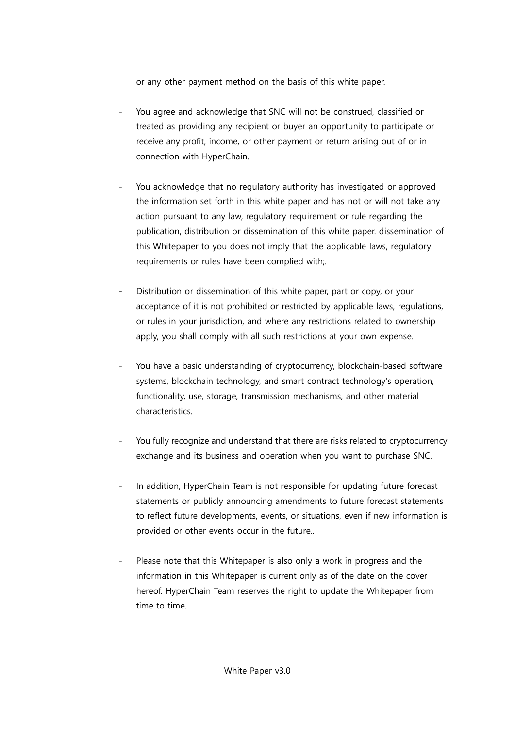or any other payment method on the basis of this white paper.

- You agree and acknowledge that SNC will not be construed, classified or treated as providing any recipient or buyer an opportunity to participate or receive any profit, income, or other payment or return arising out of or in connection with HyperChain.

- You acknowledge that no regulatory authority has investigated or approved the information set forth in this white paper and has not or will not take any action pursuant to any law, regulatory requirement or rule regarding the publication, distribution or dissemination of this white paper. dissemination of this Whitepaper to you does not imply that the applicable laws, regulatory requirements or rules have been complied with;.

- Distribution or dissemination of this white paper, part or copy, or your acceptance of it is not prohibited or restricted by applicable laws, regulations, or rules in your jurisdiction, and where any restrictions related to ownership apply, you shall comply with all such restrictions at your own expense.

- You have a basic understanding of cryptocurrency, blockchain-based software systems, blockchain technology, and smart contract technology's operation, functionality, use, storage, transmission mechanisms, and other material characteristics.

- You fully recognize and understand that there are risks related to cryptocurrency exchange and its business and operation when you want to purchase SNC.

- In addition, HyperChain Team is not responsible for updating future forecast statements or publicly announcing amendments to future forecast statements to reflect future developments, events, or situations, even if new information is provided or other events occur in the future..

- Please note that this Whitepaper is also only a work in progress and the information in this Whitepaper is current only as of the date on the cover hereof. HyperChain Team reserves the right to update the Whitepaper from time to time.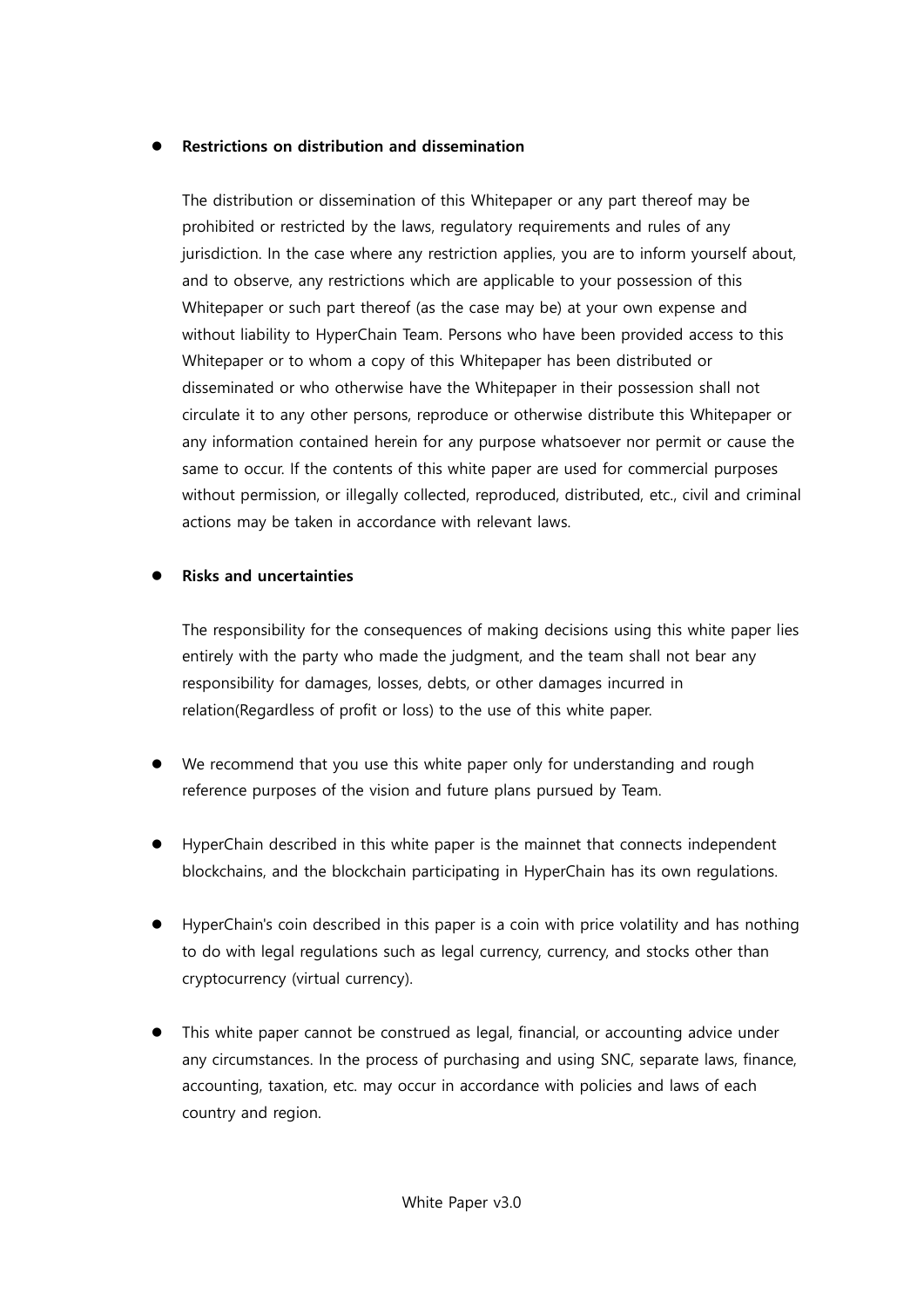- **Restrictions on distribution and dissemination**

  The distribution or dissemination of this Whitepaper or any part thereof may be prohibited or restricted by the laws, regulatory requirements and rules of any jurisdiction. In the case where any restriction applies, you are to inform yourself about, and to observe, any restrictions which are applicable to your possession of this Whitepaper or such part thereof (as the case may be) at your own expense and without liability to HyperChain Team. Persons who have been provided access to this Whitepaper or to whom a copy of this Whitepaper has been distributed or disseminated or who otherwise have the Whitepaper in their possession shall not circulate it to any other persons, reproduce or otherwise distribute this Whitepaper or any information contained herein for any purpose whatsoever nor permit or cause the same to occur. If the contents of this white paper are used for commercial purposes without permission, or illegally collected, reproduced, distributed, etc., civil and criminal actions may be taken in accordance with relevant laws.

- **Risks and uncertainties**

  The responsibility for the consequences of making decisions using this white paper lies entirely with the party who made the judgment, and the team shall not bear any responsibility for damages, losses, debts, or other damages incurred in relation(Regardless of profit or loss) to the use of this white paper.

- We recommend that you use this white paper only for understanding and rough reference purposes of the vision and future plans pursued by Team.

- HyperChain described in this white paper is the mainnet that connects independent blockchains, and the blockchain participating in HyperChain has its own regulations.

- HyperChain's coin described in this paper is a coin with price volatility and has nothing to do with legal regulations such as legal currency, currency, and stocks other than cryptocurrency (virtual currency).

- This white paper cannot be construed as legal, financial, or accounting advice under any circumstances. In the process of purchasing and using SNC, separate laws, finance, accounting, taxation, etc. may occur in accordance with policies and laws of each country and region.